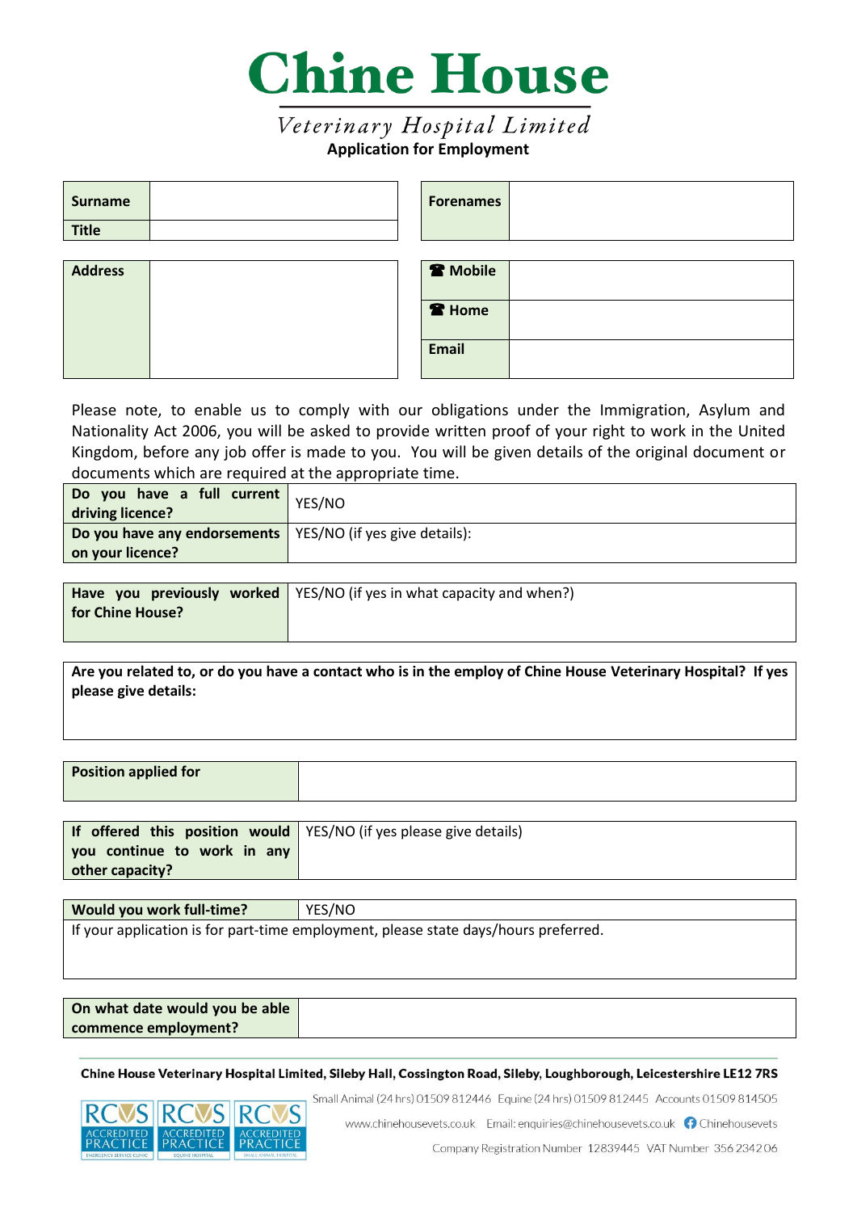# Chine House

*Veterinary Hospital Limited*

**Application for Employment**

| **Surname** | |
|---|---|
| **Title** | |

| **Forenames** | |
|---|---|

| **Address** | |
|---|---|

| **☎ Mobile** | |
|---|---|
| **☎ Home** | |
| **Email** | |

Please note, to enable us to comply with our obligations under the Immigration, Asylum and Nationality Act 2006, you will be asked to provide written proof of your right to work in the United Kingdom, before any job offer is made to you. You will be given details of the original document or documents which are required at the appropriate time.

| **Do you have a full current driving licence?** | YES/NO |
|---|---|
| **Do you have any endorsements on your licence?** | YES/NO (if yes give details): |

| **Have you previously worked for Chine House?** | YES/NO (if yes in what capacity and when?) |
|---|---|

**Are you related to, or do you have a contact who is in the employ of Chine House Veterinary Hospital? If yes please give details:**

| **Position applied for** | |
|---|---|

| **If offered this position would you continue to work in any other capacity?** | YES/NO (if yes please give details) |
|---|---|

| **Would you work full-time?** | YES/NO |
|---|---|
| If your application is for part-time employment, please state days/hours preferred. | |

| **On what date would you be able commence employment?** | |
|---|---|

**Chine House Veterinary Hospital Limited, Sileby Hall, Cossington Road, Sileby, Loughborough, Leicestershire LE12 7RS**

Small Animal (24 hrs) 01509 812446 Equine (24 hrs) 01509 812445 Accounts 01509 814505

www.chinehousevets.co.uk Email: enquiries@chinehousevets.co.uk Chinehousevets

Company Registration Number 12839445 VAT Number 356 2342 06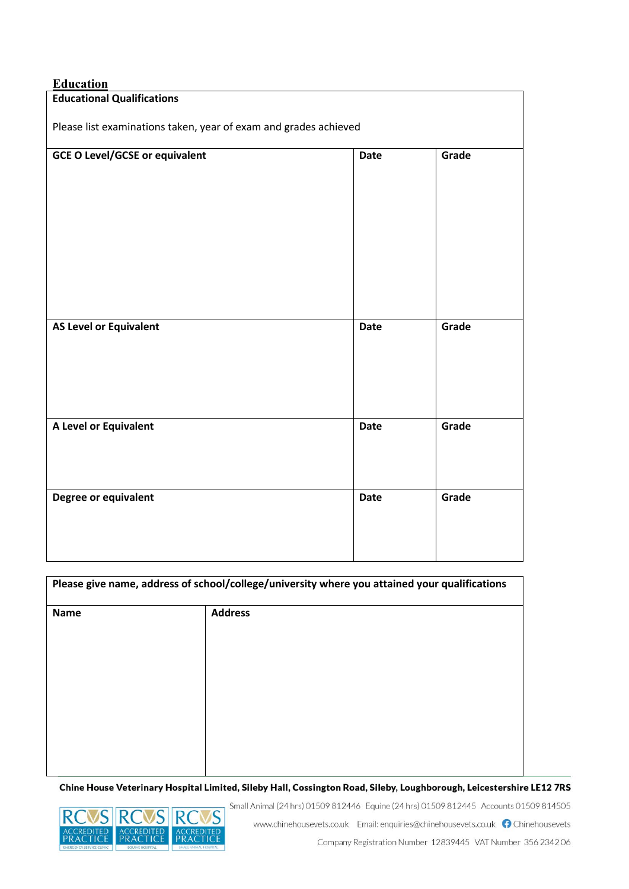## Education

**Educational Qualifications**

Please list examinations taken, year of exam and grades achieved

| GCE O Level/GCSE or equivalent | Date | Grade |
|---|---|---|
| | | |

| AS Level or Equivalent | Date | Grade |
|---|---|---|
| | | |

| A Level or Equivalent | Date | Grade |
|---|---|---|
| | | |

| Degree or equivalent | Date | Grade |
|---|---|---|
| | | |

**Please give name, address of school/college/university where you attained your qualifications**

| Name | Address |
|---|---|
| | |

**Chine House Veterinary Hospital Limited, Sileby Hall, Cossington Road, Sileby, Loughborough, Leicestershire LE12 7RS**

Small Animal (24 hrs) 01509 812446 Equine (24 hrs) 01509 812445 Accounts 01509 814505

www.chinehousevets.co.uk Email: enquiries@chinehousevets.co.uk Chinehousevets

Company Registration Number 12839445 VAT Number 356 2342 06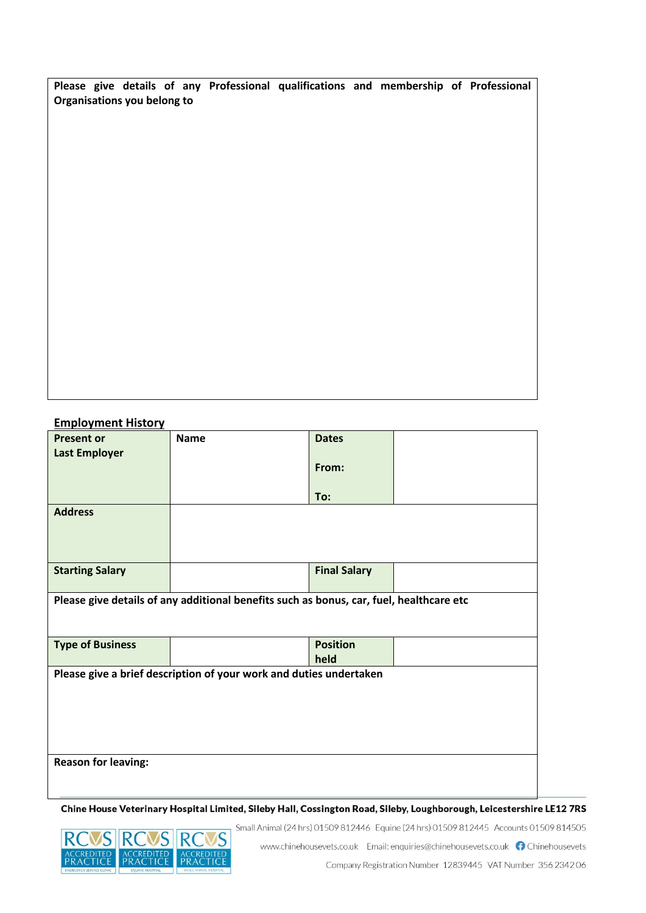| Please give details of any Professional qualifications and membership of Professional Organisations you belong to |
|---|
| |

## Employment History

| Present or Last Employer | Name | Dates From: To: | |
|---|---|---|---|
| Address | | | |
| Starting Salary | | Final Salary | |
| Please give details of any additional benefits such as bonus, car, fuel, healthcare etc | | | |
| Type of Business | | Position held | |
| Please give a brief description of your work and duties undertaken | | | |
| Reason for leaving: | | | |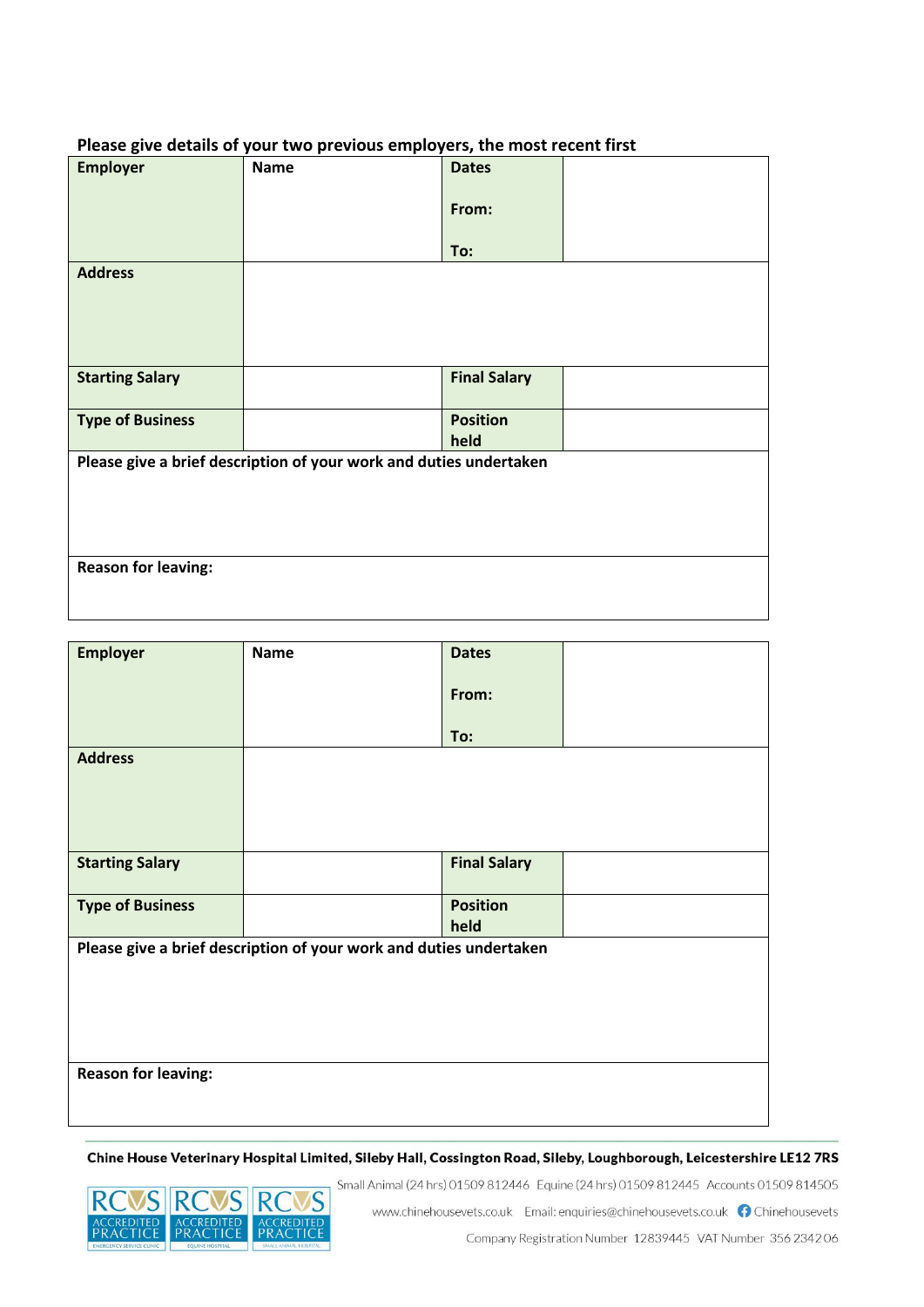**Please give details of your two previous employers, the most recent first**

| **Employer** | **Name** | **Dates**<br><br>**From:**<br><br>**To:** | |
|---|---|---|---|
| **Address** | | | |
| **Starting Salary** | | **Final Salary** | |
| **Type of Business** | | **Position held** | |
| **Please give a brief description of your work and duties undertaken** | | | |
| **Reason for leaving:** | | | |

| **Employer** | **Name** | **Dates**<br><br>**From:**<br><br>**To:** | |
|---|---|---|---|
| **Address** | | | |
| **Starting Salary** | | **Final Salary** | |
| **Type of Business** | | **Position held** | |
| **Please give a brief description of your work and duties undertaken** | | | |
| **Reason for leaving:** | | | |

**Chine House Veterinary Hospital Limited, Sileby Hall, Cossington Road, Sileby, Loughborough, Leicestershire LE12 7RS**

Small Animal (24 hrs) 01509 812446 Equine (24 hrs) 01509 812445 Accounts 01509 814505

www.chinehousevets.co.uk Email: enquiries@chinehousevets.co.uk Chinehousevets

Company Registration Number 12839445 VAT Number 356 2342 06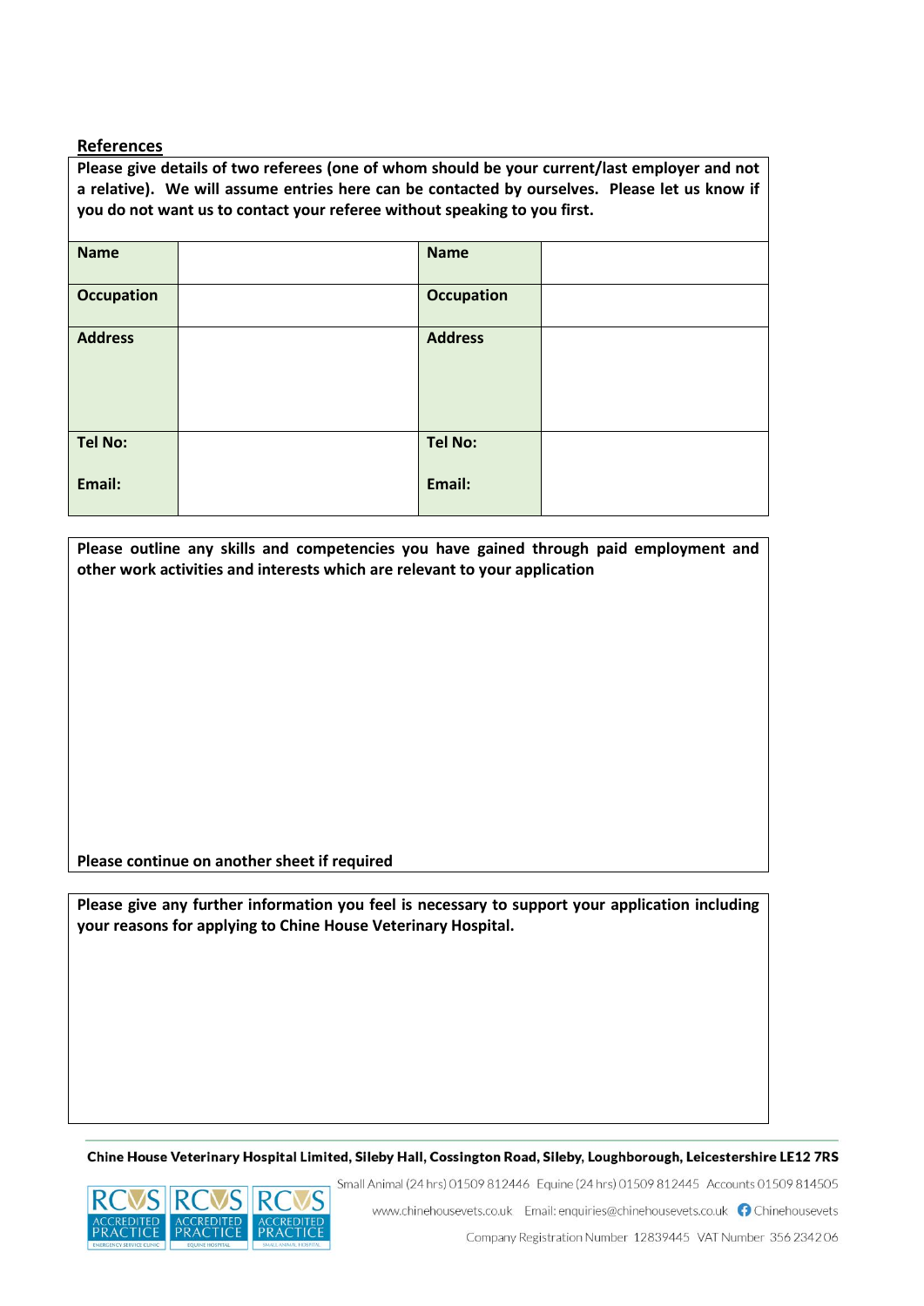## References

**Please give details of two referees (one of whom should be your current/last employer and not a relative). We will assume entries here can be contacted by ourselves. Please let us know if you do not want us to contact your referee without speaking to you first.**

| **Name** | | **Name** | |
|---|---|---|---|
| **Occupation** | | **Occupation** | |
| **Address** | | **Address** | |
| **Tel No:**<br><br>**Email:** | | **Tel No:**<br><br>**Email:** | |

**Please outline any skills and competencies you have gained through paid employment and other work activities and interests which are relevant to your application**

**Please continue on another sheet if required**

**Please give any further information you feel is necessary to support your application including your reasons for applying to Chine House Veterinary Hospital.**

**Chine House Veterinary Hospital Limited, Sileby Hall, Cossington Road, Sileby, Loughborough, Leicestershire LE12 7RS**

Small Animal (24 hrs) 01509 812446 Equine (24 hrs) 01509 812445 Accounts 01509 814505

www.chinehousevets.co.uk Email: enquiries@chinehousevets.co.uk Chinehousevets

Company Registration Number 12839445 VAT Number 356 2342 06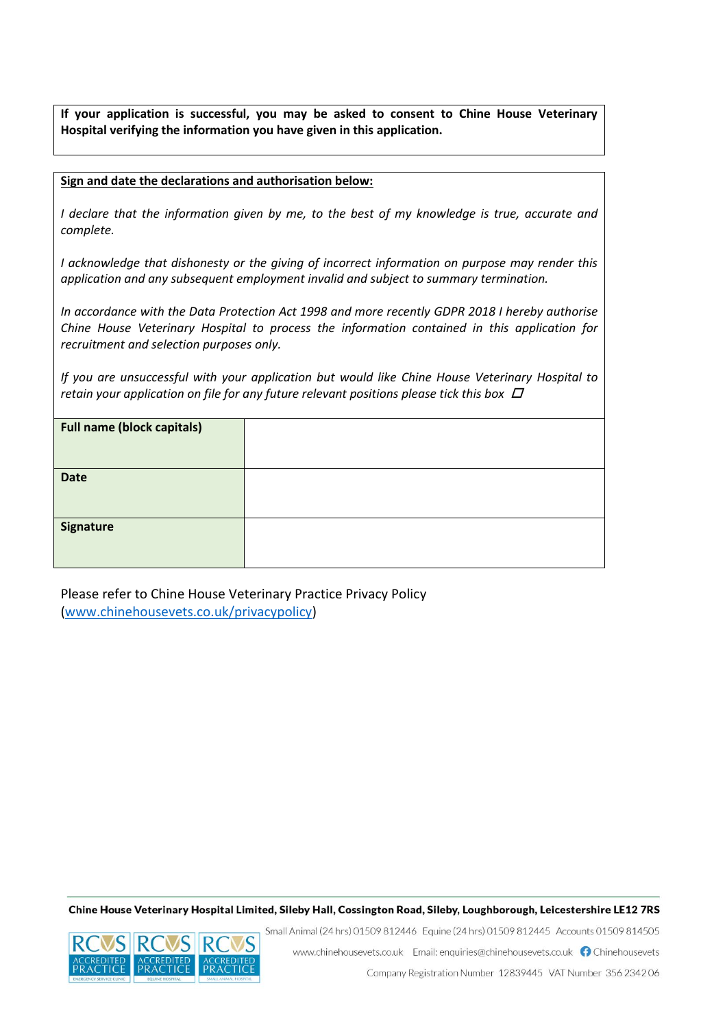**If your application is successful, you may be asked to consent to Chine House Veterinary Hospital verifying the information you have given in this application.**

**Sign and date the declarations and authorisation below:**

*I declare that the information given by me, to the best of my knowledge is true, accurate and complete.*

*I acknowledge that dishonesty or the giving of incorrect information on purpose may render this application and any subsequent employment invalid and subject to summary termination.*

*In accordance with the Data Protection Act 1998 and more recently GDPR 2018 I hereby authorise Chine House Veterinary Hospital to process the information contained in this application for recruitment and selection purposes only.*

*If you are unsuccessful with your application but would like Chine House Veterinary Hospital to retain your application on file for any future relevant positions please tick this box* ☐

| | |
|---|---|
| **Full name (block capitals)** | |
| **Date** | |
| **Signature** | |

Please refer to Chine House Veterinary Practice Privacy Policy ([www.chinehousevets.co.uk/privacypolicy](www.chinehousevets.co.uk/privacypolicy))

**Chine House Veterinary Hospital Limited, Sileby Hall, Cossington Road, Sileby, Loughborough, Leicestershire LE12 7RS**

RCVS ACCREDITED PRACTICE EMERGENCY SERVICE CLINIC | RCVS ACCREDITED PRACTICE EQUINE HOSPITAL | RCVS ACCREDITED PRACTICE SMALL ANIMAL HOSPITAL

Small Animal (24 hrs) 01509 812446 Equine (24 hrs) 01509 812445 Accounts 01509 814505

www.chinehousevets.co.uk Email: enquiries@chinehousevets.co.uk Chinehousevets

Company Registration Number 12839445 VAT Number 356 2342 06